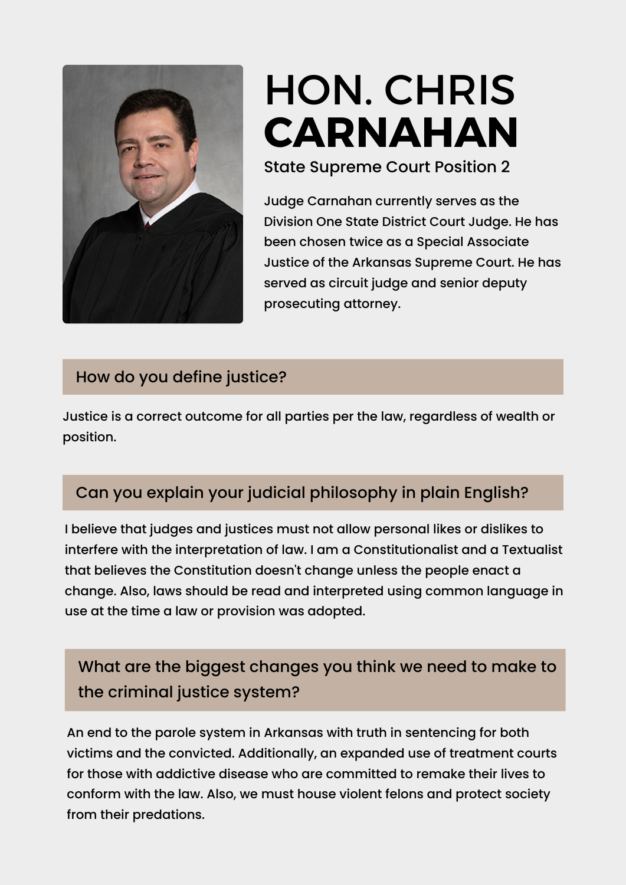# HON. CHRIS **CARNAHAN**

State Supreme Court Position 2

Judge Carnahan currently serves as the Division One State District Court Judge. He has been chosen twice as a Special Associate Justice of the Arkansas Supreme Court. He has served as circuit judge and senior deputy prosecuting attorney.

## How do you define justice?

Justice is a correct outcome for all parties per the law, regardless of wealth or position.

## Can you explain your judicial philosophy in plain English?

I believe that judges and justices must not allow personal likes or dislikes to interfere with the interpretation of law. I am a Constitutionalist and a Textualist that believes the Constitution doesn't change unless the people enact a change. Also, laws should be read and interpreted using common language in use at the time a law or provision was adopted.

## What are the biggest changes you think we need to make to the criminal justice system?

An end to the parole system in Arkansas with truth in sentencing for both victims and the convicted. Additionally, an expanded use of treatment courts for those with addictive disease who are committed to remake their lives to conform with the law. Also, we must house violent felons and protect society from their predations.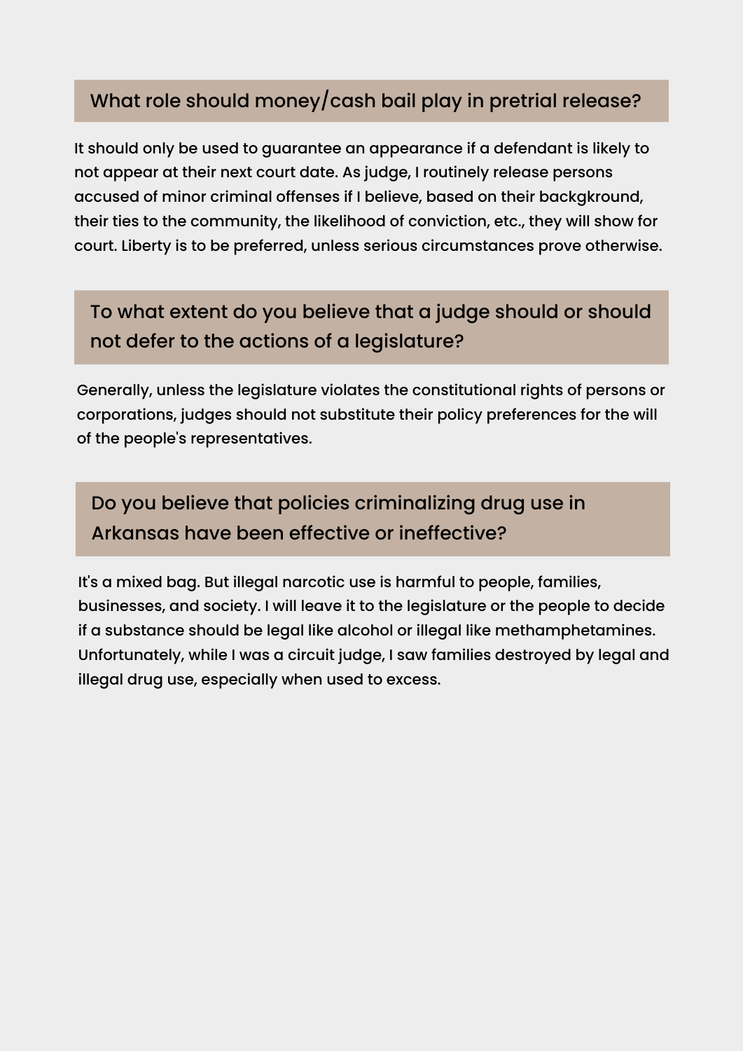## What role should money/cash bail play in pretrial release?

It should only be used to guarantee an appearance if a defendant is likely to not appear at their next court date. As judge, I routinely release persons accused of minor criminal offenses if I believe, based on their backgkround, their ties to the community, the likelihood of conviction, etc., they will show for court. Liberty is to be preferred, unless serious circumstances prove otherwise.

## To what extent do you believe that a judge should or should not defer to the actions of a legislature?

Generally, unless the legislature violates the constitutional rights of persons or corporations, judges should not substitute their policy preferences for the will of the people's representatives.

## Do you believe that policies criminalizing drug use in Arkansas have been effective or ineffective?

It's a mixed bag. But illegal narcotic use is harmful to people, families, businesses, and society. I will leave it to the legislature or the people to decide if a substance should be legal like alcohol or illegal like methamphetamines. Unfortunately, while I was a circuit judge, I saw families destroyed by legal and illegal drug use, especially when used to excess.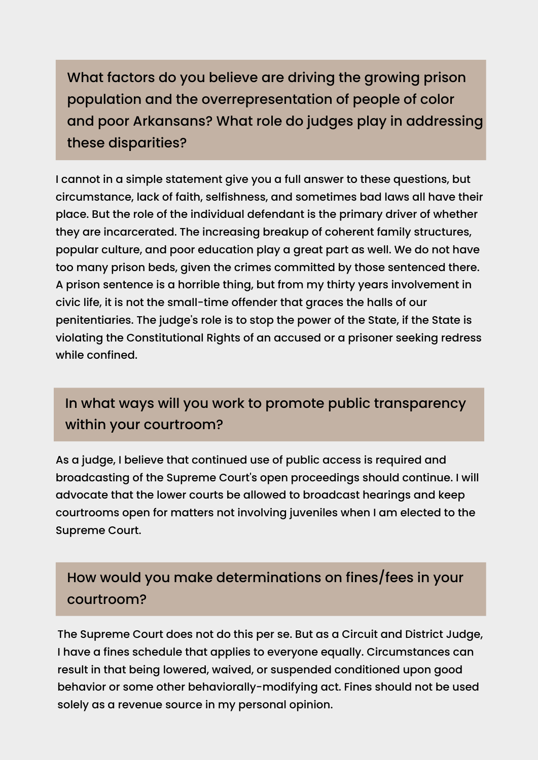## What factors do you believe are driving the growing prison population and the overrepresentation of people of color and poor Arkansans? What role do judges play in addressing these disparities?

I cannot in a simple statement give you a full answer to these questions, but circumstance, lack of faith, selfishness, and sometimes bad laws all have their place. But the role of the individual defendant is the primary driver of whether they are incarcerated. The increasing breakup of coherent family structures, popular culture, and poor education play a great part as well. We do not have too many prison beds, given the crimes committed by those sentenced there. A prison sentence is a horrible thing, but from my thirty years involvement in civic life, it is not the small-time offender that graces the halls of our penitentiaries. The judge's role is to stop the power of the State, if the State is violating the Constitutional Rights of an accused or a prisoner seeking redress while confined.

## In what ways will you work to promote public transparency within your courtroom?

As a judge, I believe that continued use of public access is required and broadcasting of the Supreme Court's open proceedings should continue. I will advocate that the lower courts be allowed to broadcast hearings and keep courtrooms open for matters not involving juveniles when I am elected to the Supreme Court.

## How would you make determinations on fines/fees in your courtroom?

The Supreme Court does not do this per se. But as a Circuit and District Judge, I have a fines schedule that applies to everyone equally. Circumstances can result in that being lowered, waived, or suspended conditioned upon good behavior or some other behaviorally-modifying act. Fines should not be used solely as a revenue source in my personal opinion.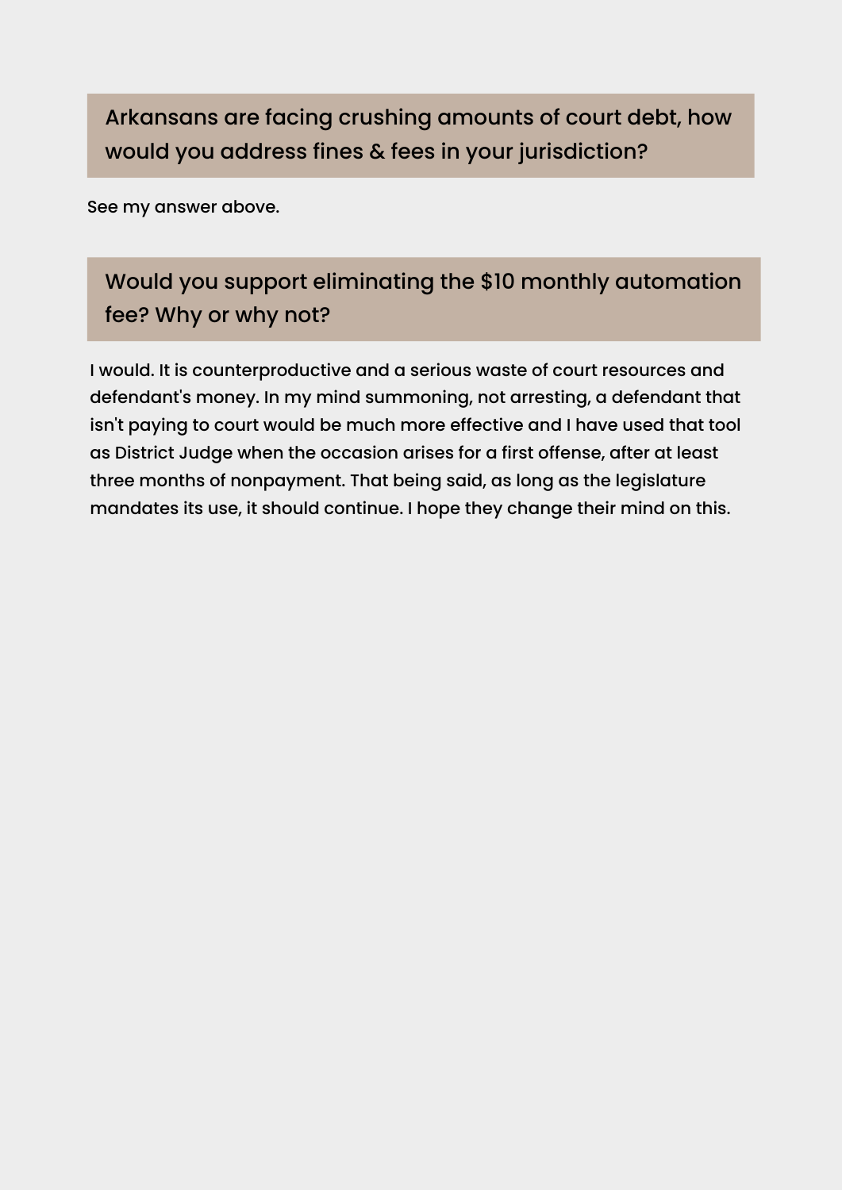## Arkansans are facing crushing amounts of court debt, how would you address fines & fees in your jurisdiction?

See my answer above.

## Would you support eliminating the $10 monthly automation fee? Why or why not?

I would. It is counterproductive and a serious waste of court resources and defendant's money. In my mind summoning, not arresting, a defendant that isn't paying to court would be much more effective and I have used that tool as District Judge when the occasion arises for a first offense, after at least three months of nonpayment. That being said, as long as the legislature mandates its use, it should continue. I hope they change their mind on this.